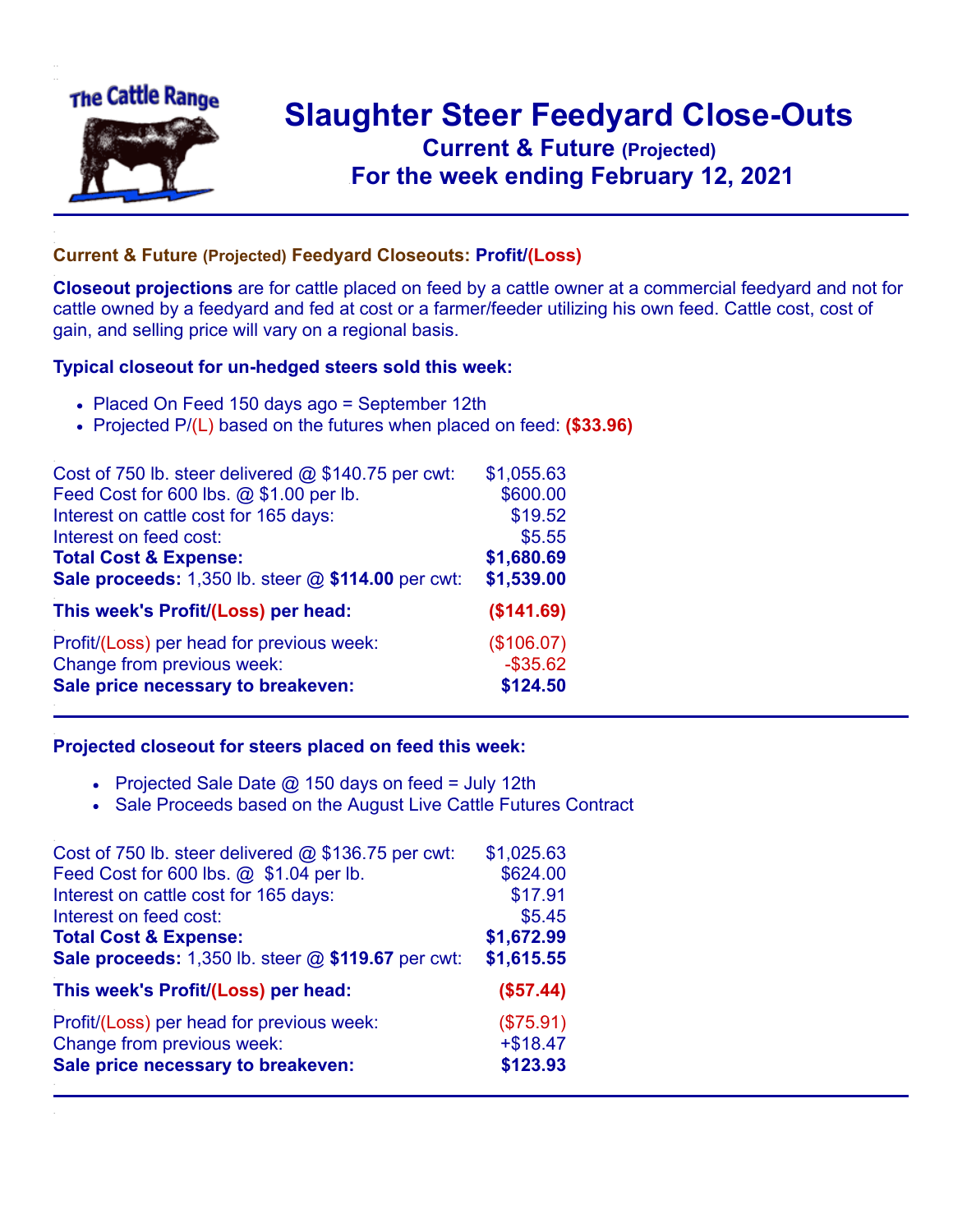# Slaughter Steer Feedyard Close-Outs

## Current & Future (Projected)

## For the week ending February 12, 2021

### Current & Future (Projected) Feedyard Closeouts: Profit/(Loss)

**Closeout projections** are for cattle placed on feed by a cattle owner at a commercial feedyard and not for cattle owned by a feedyard and fed at cost or a farmer/feeder utilizing his own feed. Cattle cost, cost of gain, and selling price will vary on a regional basis.

### Typical closeout for un-hedged steers sold this week:

- Placed On Feed 150 days ago = September 12th
- Projected P/(L) based on the futures when placed on feed: **($33.96)**

| | |
|---|---|
| Cost of 750 lb. steer delivered @ $140.75 per cwt: | $1,055.63 |
| Feed Cost for 600 lbs. @ $1.00 per lb. | $600.00 |
| Interest on cattle cost for 165 days: | $19.52 |
| Interest on feed cost: | $5.55 |
| **Total Cost & Expense:** | **$1,680.69** |
| **Sale proceeds:** 1,350 lb. steer @ **$114.00** per cwt: | **$1,539.00** |
| **This week's Profit/(Loss) per head:** | **($141.69)** |
| Profit/(Loss) per head for previous week: | ($106.07) |
| Change from previous week: | -$35.62 |
| **Sale price necessary to breakeven:** | **$124.50** |

### Projected closeout for steers placed on feed this week:

- Projected Sale Date @ 150 days on feed = July 12th
- Sale Proceeds based on the August Live Cattle Futures Contract

| | |
|---|---|
| Cost of 750 lb. steer delivered @ $136.75 per cwt: | $1,025.63 |
| Feed Cost for 600 lbs. @ $1.04 per lb. | $624.00 |
| Interest on cattle cost for 165 days: | $17.91 |
| Interest on feed cost: | $5.45 |
| **Total Cost & Expense:** | **$1,672.99** |
| **Sale proceeds:** 1,350 lb. steer @ **$119.67** per cwt: | **$1,615.55** |
| **This week's Profit/(Loss) per head:** | **($57.44)** |
| Profit/(Loss) per head for previous week: | ($75.91) |
| Change from previous week: | +$18.47 |
| **Sale price necessary to breakeven:** | **$123.93** |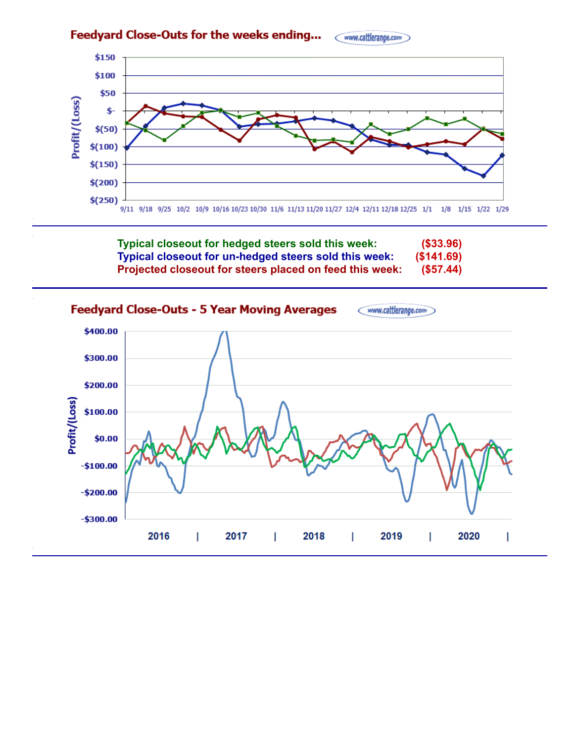## Feedyard Close-Outs for the weeks ending...

www.cattlerange.com

$150
$100
$50
$-
$(50)
$(100)
$(150)
$(200)
$(250)

Profit/(Loss)

9/11 9/18 9/25 10/2 10/9 10/16 10/23 10/30 11/6 11/13 11/20 11/27 12/4 12/11 12/18 12/25 1/1 1/8 1/15 1/22 1/29

---

**Typical closeout for hedged steers sold this week: ($33.96)**
**Typical closeout for un-hedged steers sold this week: ($141.69)**
**Projected closeout for steers placed on feed this week: ($57.44)**

---

## Feedyard Close-Outs - 5 Year Moving Averages

www.cattlerange.com

$400.00
$300.00
$200.00
$100.00
$0.00
-$100.00
-$200.00
-$300.00

Profit/(Loss)

2016 | 2017 | 2018 | 2019 | 2020 |